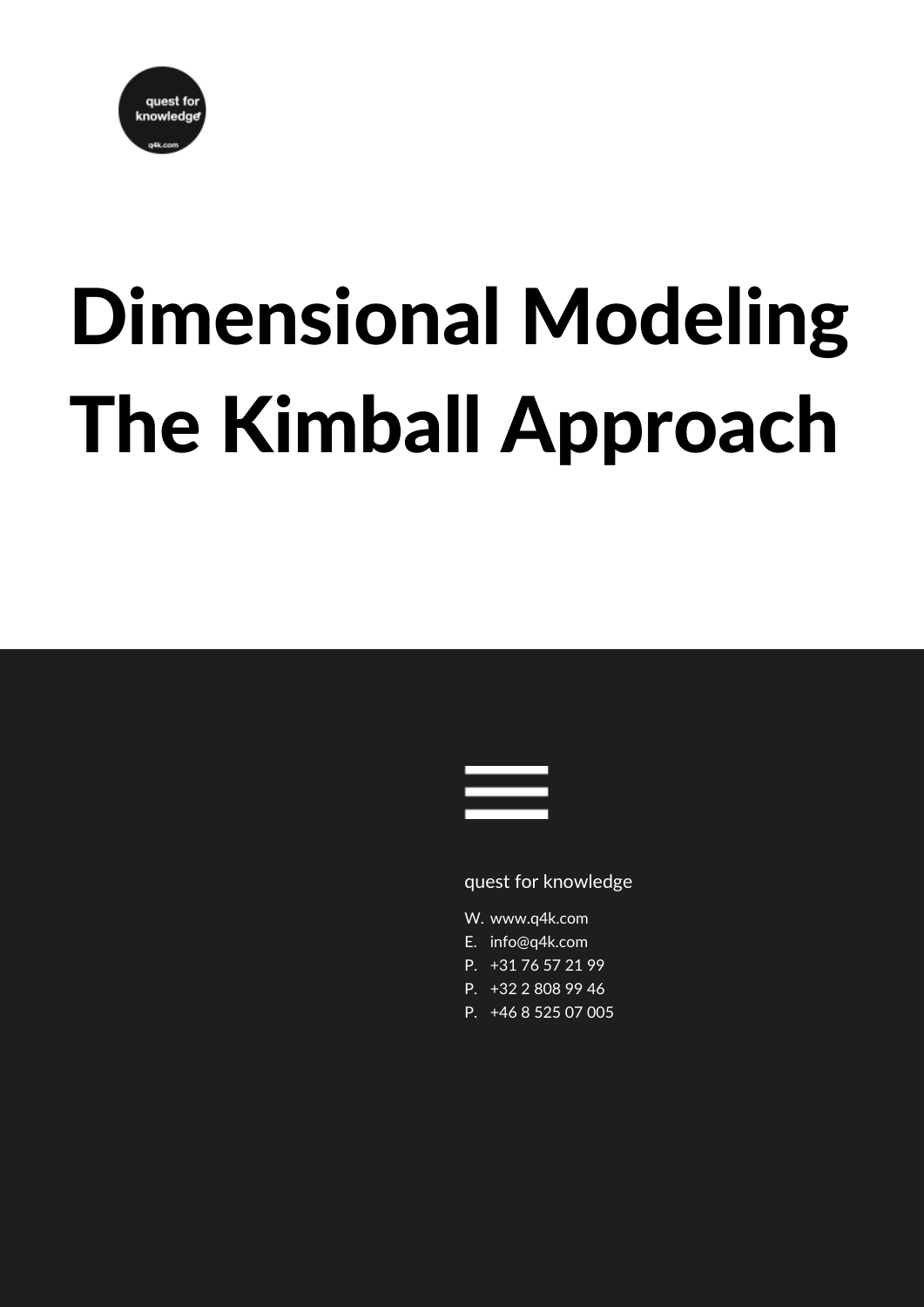quest for knowledge

q4k.com

# Dimensional Modeling The Kimball Approach

quest for knowledge

W. www.q4k.com
E. info@q4k.com
P. +31 76 57 21 99
P. +32 2 808 99 46
P. +46 8 525 07 005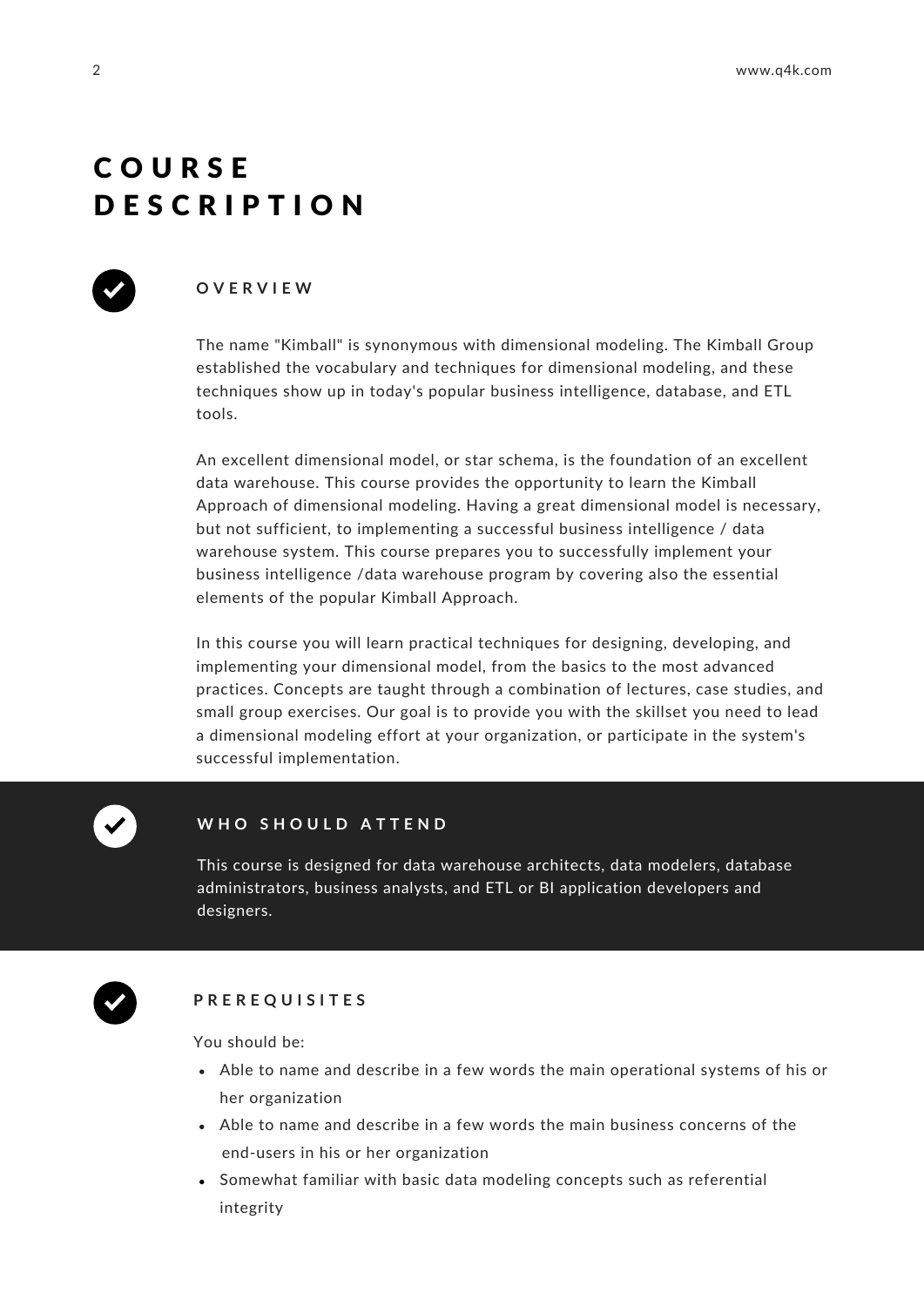# COURSE DESCRIPTION

## OVERVIEW

The name "Kimball" is synonymous with dimensional modeling. The Kimball Group established the vocabulary and techniques for dimensional modeling, and these techniques show up in today's popular business intelligence, database, and ETL tools.

An excellent dimensional model, or star schema, is the foundation of an excellent data warehouse. This course provides the opportunity to learn the Kimball Approach of dimensional modeling. Having a great dimensional model is necessary, but not sufficient, to implementing a successful business intelligence / data warehouse system. This course prepares you to successfully implement your business intelligence /data warehouse program by covering also the essential elements of the popular Kimball Approach.

In this course you will learn practical techniques for designing, developing, and implementing your dimensional model, from the basics to the most advanced practices. Concepts are taught through a combination of lectures, case studies, and small group exercises. Our goal is to provide you with the skillset you need to lead a dimensional modeling effort at your organization, or participate in the system's successful implementation.

## WHO SHOULD ATTEND

This course is designed for data warehouse architects, data modelers, database administrators, business analysts, and ETL or BI application developers and designers.

## PREREQUISITES

You should be:

- Able to name and describe in a few words the main operational systems of his or her organization
- Able to name and describe in a few words the main business concerns of the end-users in his or her organization
- Somewhat familiar with basic data modeling concepts such as referential integrity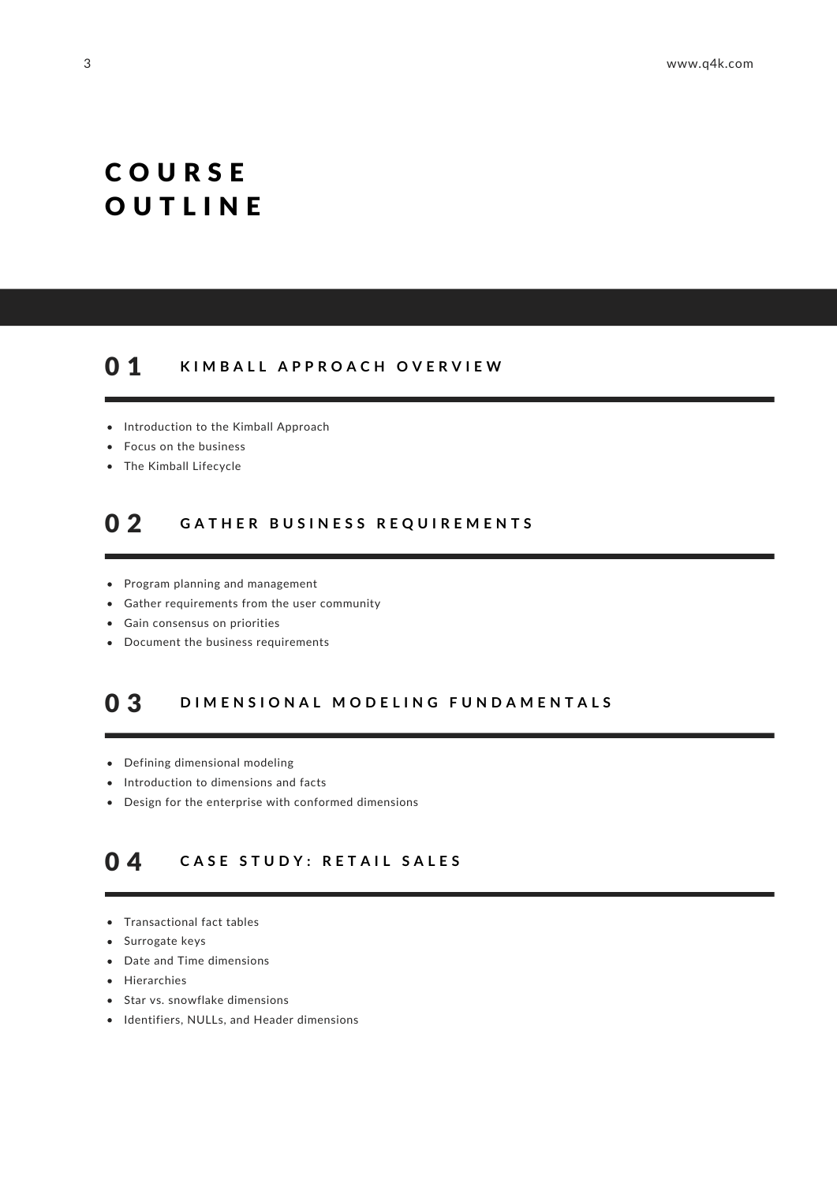# COURSE OUTLINE

## 01 KIMBALL APPROACH OVERVIEW

- Introduction to the Kimball Approach
- Focus on the business
- The Kimball Lifecycle

## 02 GATHER BUSINESS REQUIREMENTS

- Program planning and management
- Gather requirements from the user community
- Gain consensus on priorities
- Document the business requirements

## 03 DIMENSIONAL MODELING FUNDAMENTALS

- Defining dimensional modeling
- Introduction to dimensions and facts
- Design for the enterprise with conformed dimensions

## 04 CASE STUDY: RETAIL SALES

- Transactional fact tables
- Surrogate keys
- Date and Time dimensions
- Hierarchies
- Star vs. snowflake dimensions
- Identifiers, NULLs, and Header dimensions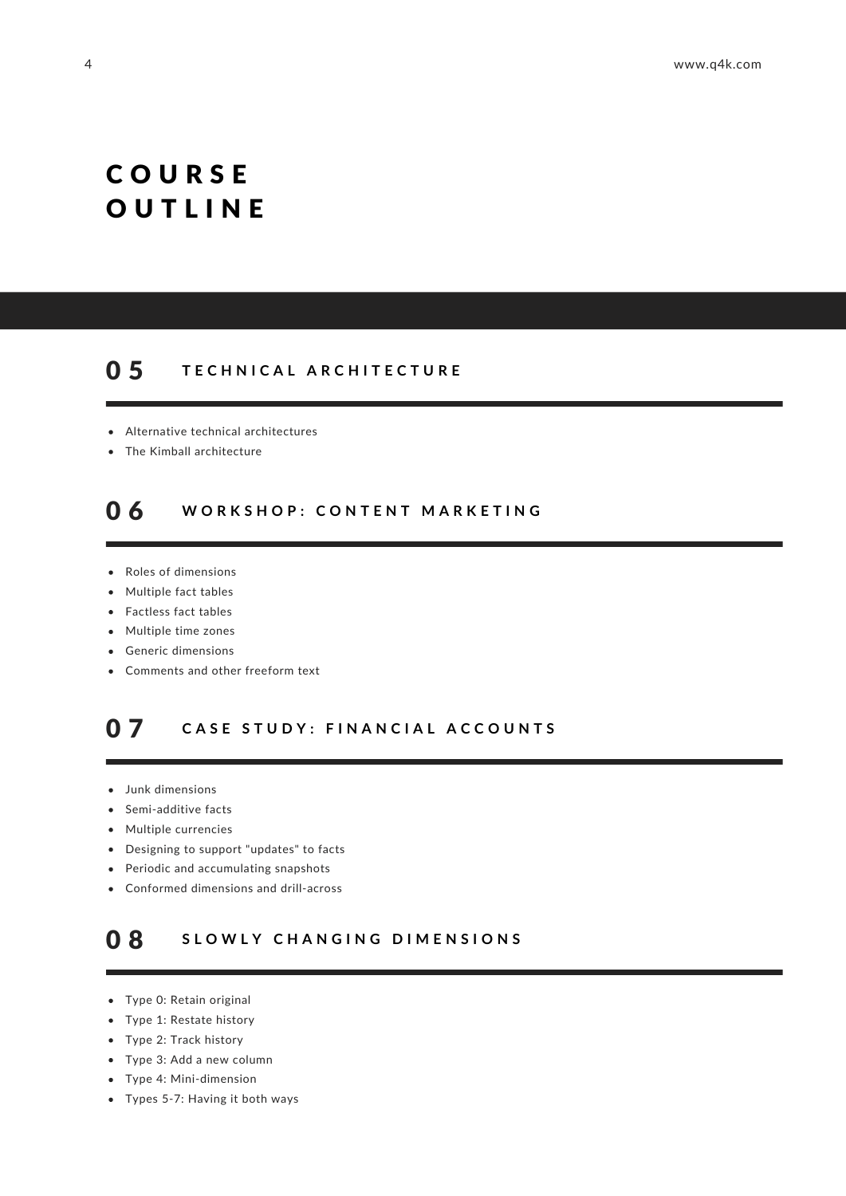# COURSE OUTLINE

## 05 TECHNICAL ARCHITECTURE

- Alternative technical architectures
- The Kimball architecture

## 06 WORKSHOP: CONTENT MARKETING

- Roles of dimensions
- Multiple fact tables
- Factless fact tables
- Multiple time zones
- Generic dimensions
- Comments and other freeform text

## 07 CASE STUDY: FINANCIAL ACCOUNTS

- Junk dimensions
- Semi-additive facts
- Multiple currencies
- Designing to support "updates" to facts
- Periodic and accumulating snapshots
- Conformed dimensions and drill-across

## 08 SLOWLY CHANGING DIMENSIONS

- Type 0: Retain original
- Type 1: Restate history
- Type 2: Track history
- Type 3: Add a new column
- Type 4: Mini-dimension
- Types 5-7: Having it both ways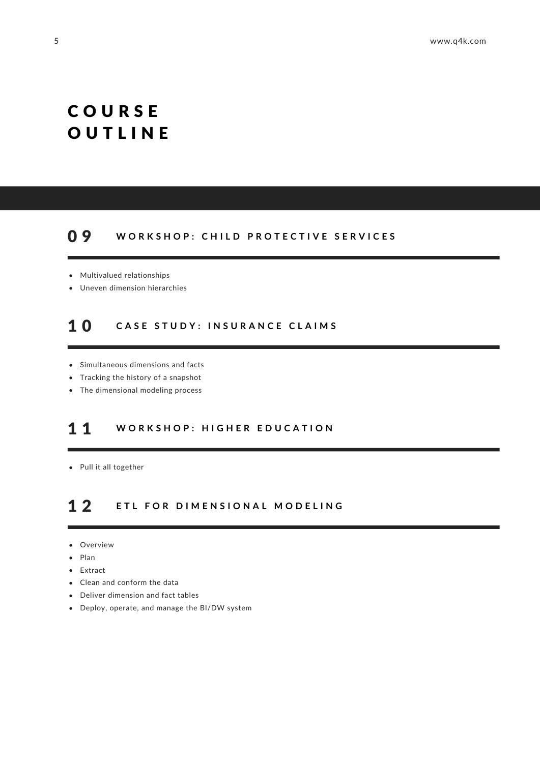# COURSE OUTLINE

## 09 WORKSHOP: CHILD PROTECTIVE SERVICES

- Multivalued relationships
- Uneven dimension hierarchies

## 10 CASE STUDY: INSURANCE CLAIMS

- Simultaneous dimensions and facts
- Tracking the history of a snapshot
- The dimensional modeling process

## 11 WORKSHOP: HIGHER EDUCATION

- Pull it all together

## 12 ETL FOR DIMENSIONAL MODELING

- Overview
- Plan
- Extract
- Clean and conform the data
- Deliver dimension and fact tables
- Deploy, operate, and manage the BI/DW system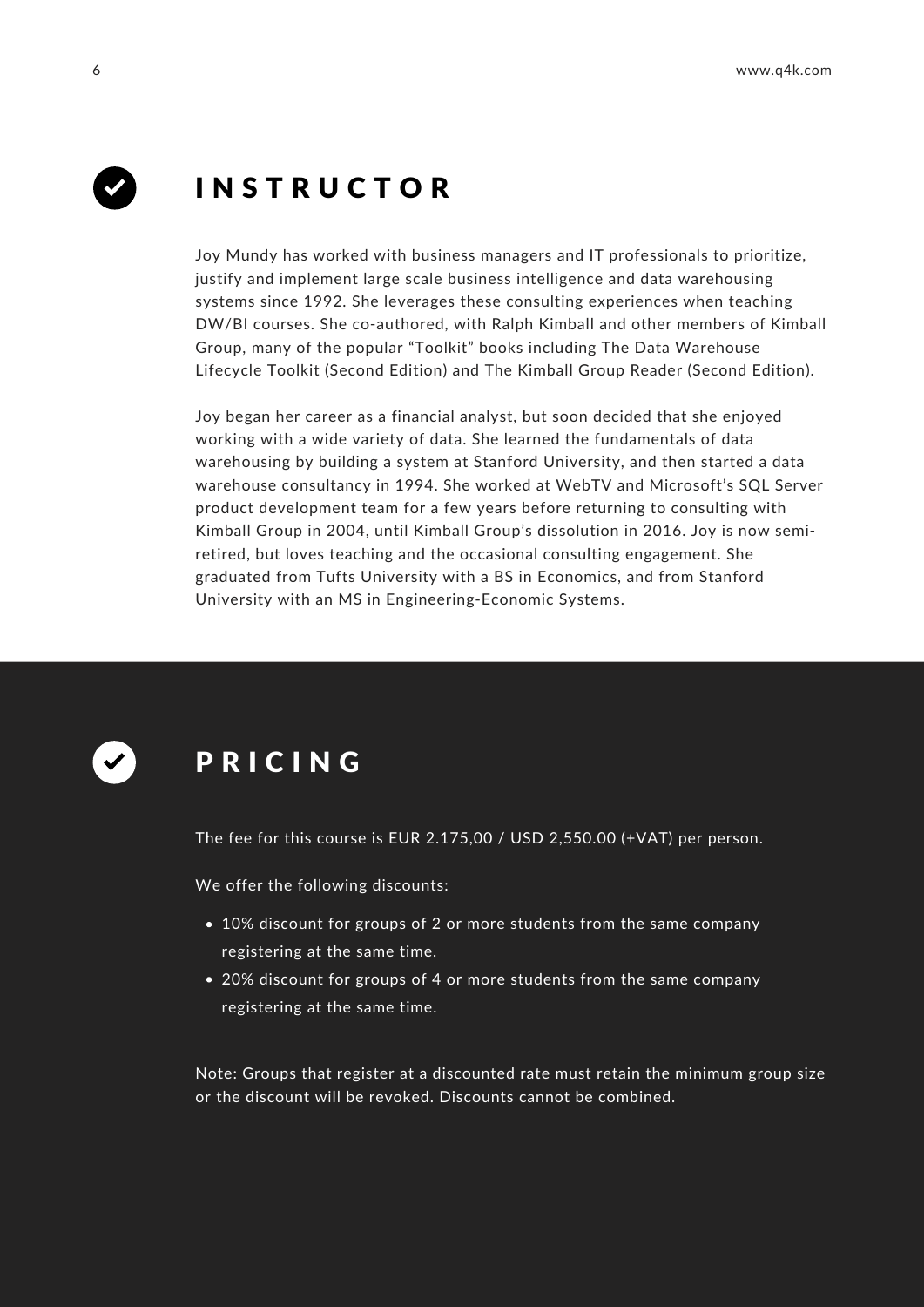## INSTRUCTOR

Joy Mundy has worked with business managers and IT professionals to prioritize, justify and implement large scale business intelligence and data warehousing systems since 1992. She leverages these consulting experiences when teaching DW/BI courses. She co-authored, with Ralph Kimball and other members of Kimball Group, many of the popular "Toolkit" books including The Data Warehouse Lifecycle Toolkit (Second Edition) and The Kimball Group Reader (Second Edition).

Joy began her career as a financial analyst, but soon decided that she enjoyed working with a wide variety of data. She learned the fundamentals of data warehousing by building a system at Stanford University, and then started a data warehouse consultancy in 1994. She worked at WebTV and Microsoft's SQL Server product development team for a few years before returning to consulting with Kimball Group in 2004, until Kimball Group's dissolution in 2016. Joy is now semi-retired, but loves teaching and the occasional consulting engagement. She graduated from Tufts University with a BS in Economics, and from Stanford University with an MS in Engineering-Economic Systems.

## PRICING

The fee for this course is EUR 2.175,00 / USD 2,550.00 (+VAT) per person.

We offer the following discounts:

- 10% discount for groups of 2 or more students from the same company registering at the same time.
- 20% discount for groups of 4 or more students from the same company registering at the same time.

Note: Groups that register at a discounted rate must retain the minimum group size or the discount will be revoked. Discounts cannot be combined.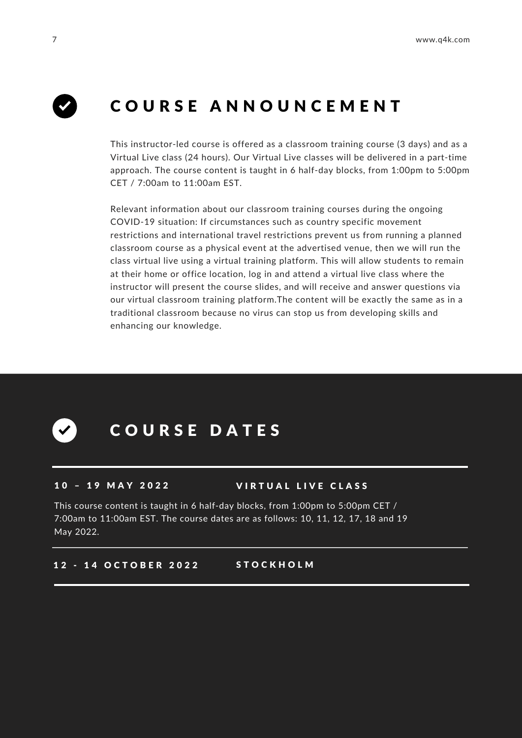## COURSE ANNOUNCEMENT

This instructor-led course is offered as a classroom training course (3 days) and as a Virtual Live class (24 hours). Our Virtual Live classes will be delivered in a part-time approach. The course content is taught in 6 half-day blocks, from 1:00pm to 5:00pm CET / 7:00am to 11:00am EST.

Relevant information about our classroom training courses during the ongoing COVID-19 situation: If circumstances such as country specific movement restrictions and international travel restrictions prevent us from running a planned classroom course as a physical event at the advertised venue, then we will run the class virtual live using a virtual training platform. This will allow students to remain at their home or office location, log in and attend a virtual live class where the instructor will present the course slides, and will receive and answer questions via our virtual classroom training platform.The content will be exactly the same as in a traditional classroom because no virus can stop us from developing skills and enhancing our knowledge.

## COURSE DATES

**10 – 19 MAY 2022** — **VIRTUAL LIVE CLASS**

This course content is taught in 6 half-day blocks, from 1:00pm to 5:00pm CET / 7:00am to 11:00am EST. The course dates are as follows: 10, 11, 12, 17, 18 and 19 May 2022.

**12 - 14 OCTOBER 2022** — **STOCKHOLM**